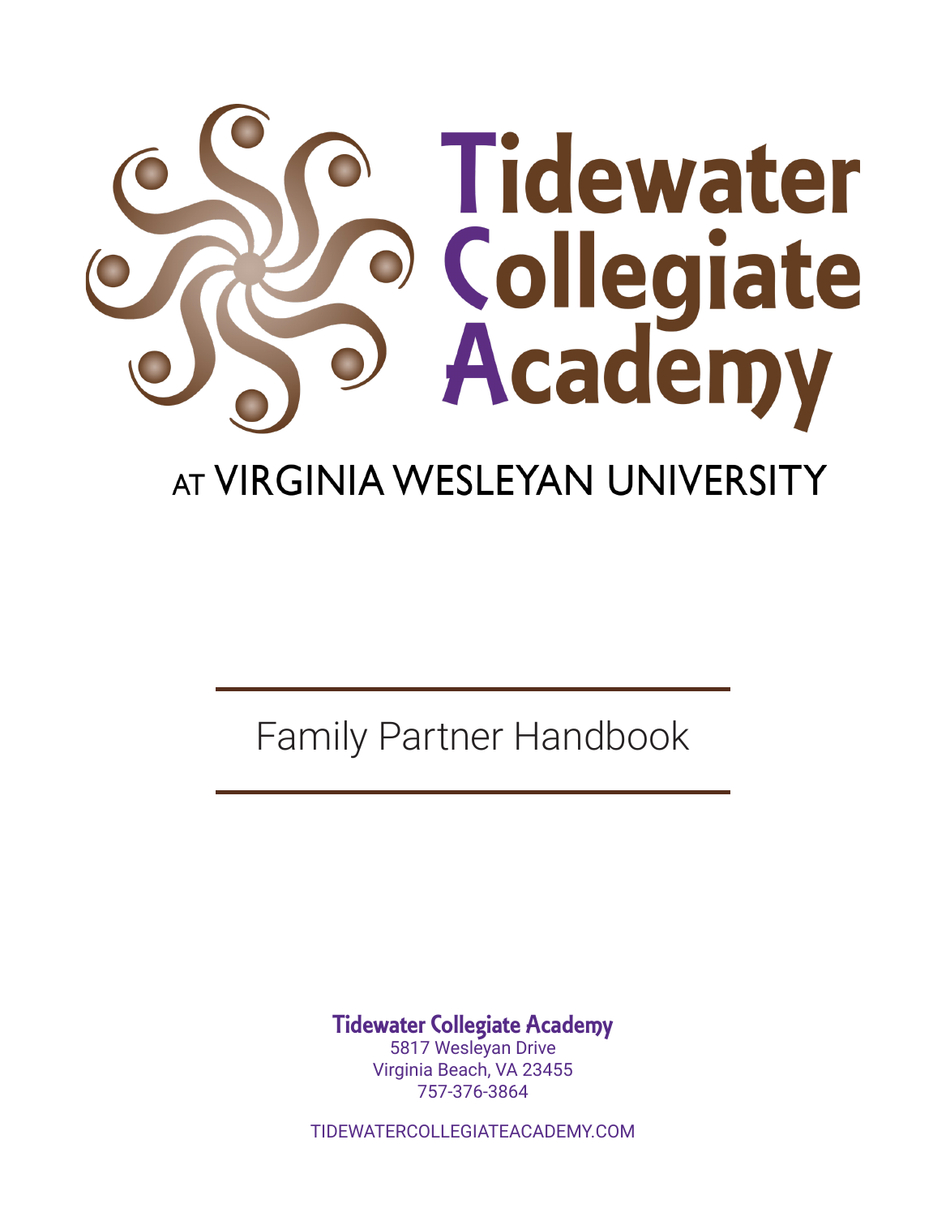# Tidewater Collegiate Academy

AT VIRGINIA WESLEYAN UNIVERSITY

## Family Partner Handbook

**Tidewater Collegiate Academy**
5817 Wesleyan Drive
Virginia Beach, VA 23455
757-376-3864

TIDEWATERCOLLEGIATEACADEMY.COM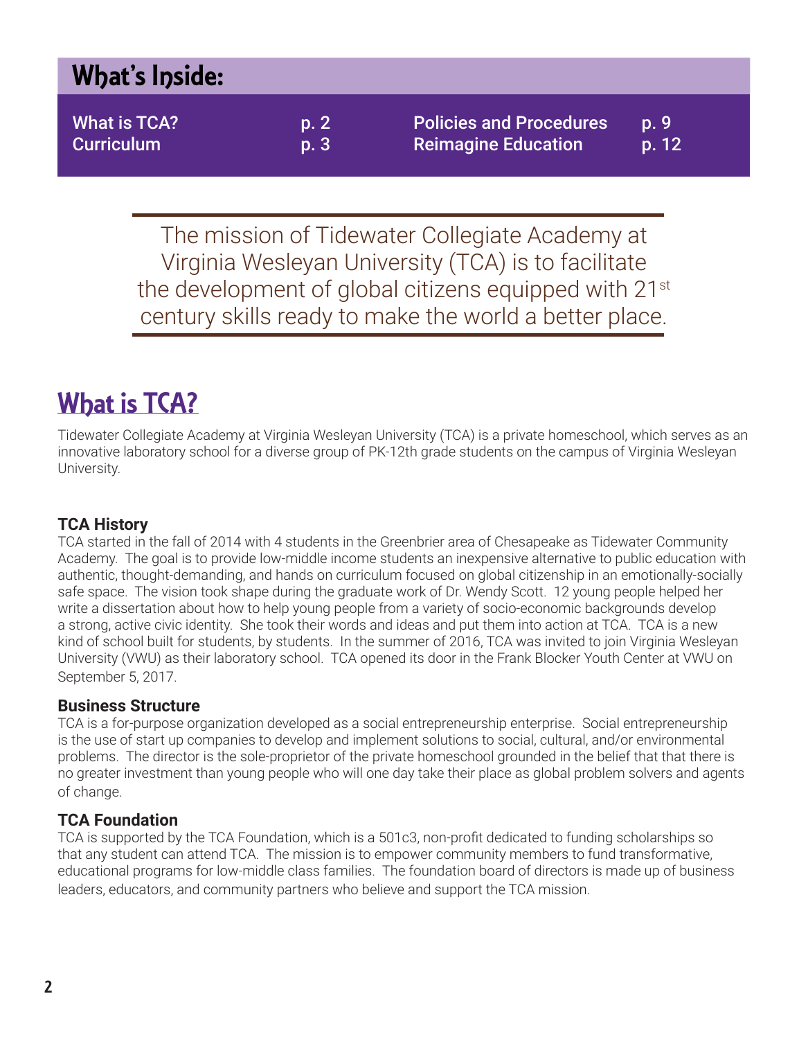## What's Inside:

| | | | |
|---|---|---|---|
| What is TCA? | p. 2 | Policies and Procedures | p. 9 |
| Curriculum | p. 3 | Reimagine Education | p. 12 |

The mission of Tidewater Collegiate Academy at Virginia Wesleyan University (TCA) is to facilitate the development of global citizens equipped with 21st century skills ready to make the world a better place.

# What is TCA?

Tidewater Collegiate Academy at Virginia Wesleyan University (TCA) is a private homeschool, which serves as an innovative laboratory school for a diverse group of PK-12th grade students on the campus of Virginia Wesleyan University.

### TCA History

TCA started in the fall of 2014 with 4 students in the Greenbrier area of Chesapeake as Tidewater Community Academy. The goal is to provide low-middle income students an inexpensive alternative to public education with authentic, thought-demanding, and hands on curriculum focused on global citizenship in an emotionally-socially safe space. The vision took shape during the graduate work of Dr. Wendy Scott. 12 young people helped her write a dissertation about how to help young people from a variety of socio-economic backgrounds develop a strong, active civic identity. She took their words and ideas and put them into action at TCA. TCA is a new kind of school built for students, by students. In the summer of 2016, TCA was invited to join Virginia Wesleyan University (VWU) as their laboratory school. TCA opened its door in the Frank Blocker Youth Center at VWU on September 5, 2017.

### Business Structure

TCA is a for-purpose organization developed as a social entrepreneurship enterprise. Social entrepreneurship is the use of start up companies to develop and implement solutions to social, cultural, and/or environmental problems. The director is the sole-proprietor of the private homeschool grounded in the belief that that there is no greater investment than young people who will one day take their place as global problem solvers and agents of change.

### TCA Foundation

TCA is supported by the TCA Foundation, which is a 501c3, non-profit dedicated to funding scholarships so that any student can attend TCA. The mission is to empower community members to fund transformative, educational programs for low-middle class families. The foundation board of directors is made up of business leaders, educators, and community partners who believe and support the TCA mission.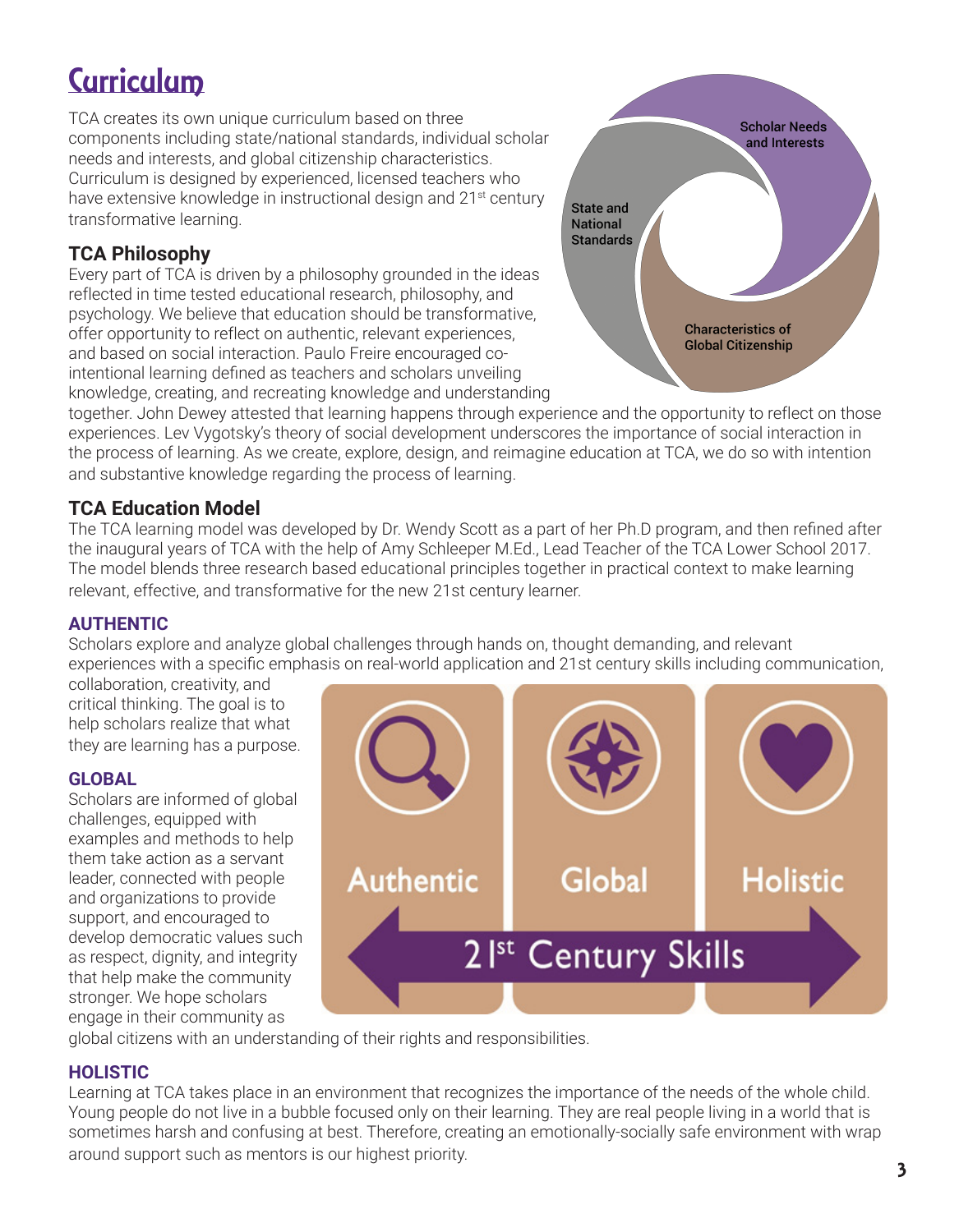# Curriculum

TCA creates its own unique curriculum based on three components including state/national standards, individual scholar needs and interests, and global citizenship characteristics. Curriculum is designed by experienced, licensed teachers who have extensive knowledge in instructional design and 21st century transformative learning.

Scholar Needs and Interests

State and National Standards

Characteristics of Global Citizenship

## TCA Philosophy

Every part of TCA is driven by a philosophy grounded in the ideas reflected in time tested educational research, philosophy, and psychology. We believe that education should be transformative, offer opportunity to reflect on authentic, relevant experiences, and based on social interaction. Paulo Freire encouraged co-intentional learning defined as teachers and scholars unveiling knowledge, creating, and recreating knowledge and understanding together. John Dewey attested that learning happens through experience and the opportunity to reflect on those experiences. Lev Vygotsky's theory of social development underscores the importance of social interaction in the process of learning. As we create, explore, design, and reimagine education at TCA, we do so with intention and substantive knowledge regarding the process of learning.

## TCA Education Model

The TCA learning model was developed by Dr. Wendy Scott as a part of her Ph.D program, and then refined after the inaugural years of TCA with the help of Amy Schleeper M.Ed., Lead Teacher of the TCA Lower School 2017. The model blends three research based educational principles together in practical context to make learning relevant, effective, and transformative for the new 21st century learner.

### AUTHENTIC

Scholars explore and analyze global challenges through hands on, thought demanding, and relevant experiences with a specific emphasis on real-world application and 21st century skills including communication, collaboration, creativity, and critical thinking. The goal is to help scholars realize that what they are learning has a purpose.

Authentic | Global | Holistic

21st Century Skills

### GLOBAL

Scholars are informed of global challenges, equipped with examples and methods to help them take action as a servant leader, connected with people and organizations to provide support, and encouraged to develop democratic values such as respect, dignity, and integrity that help make the community stronger. We hope scholars engage in their community as global citizens with an understanding of their rights and responsibilities.

### HOLISTIC

Learning at TCA takes place in an environment that recognizes the importance of the needs of the whole child. Young people do not live in a bubble focused only on their learning. They are real people living in a world that is sometimes harsh and confusing at best. Therefore, creating an emotionally-socially safe environment with wrap around support such as mentors is our highest priority.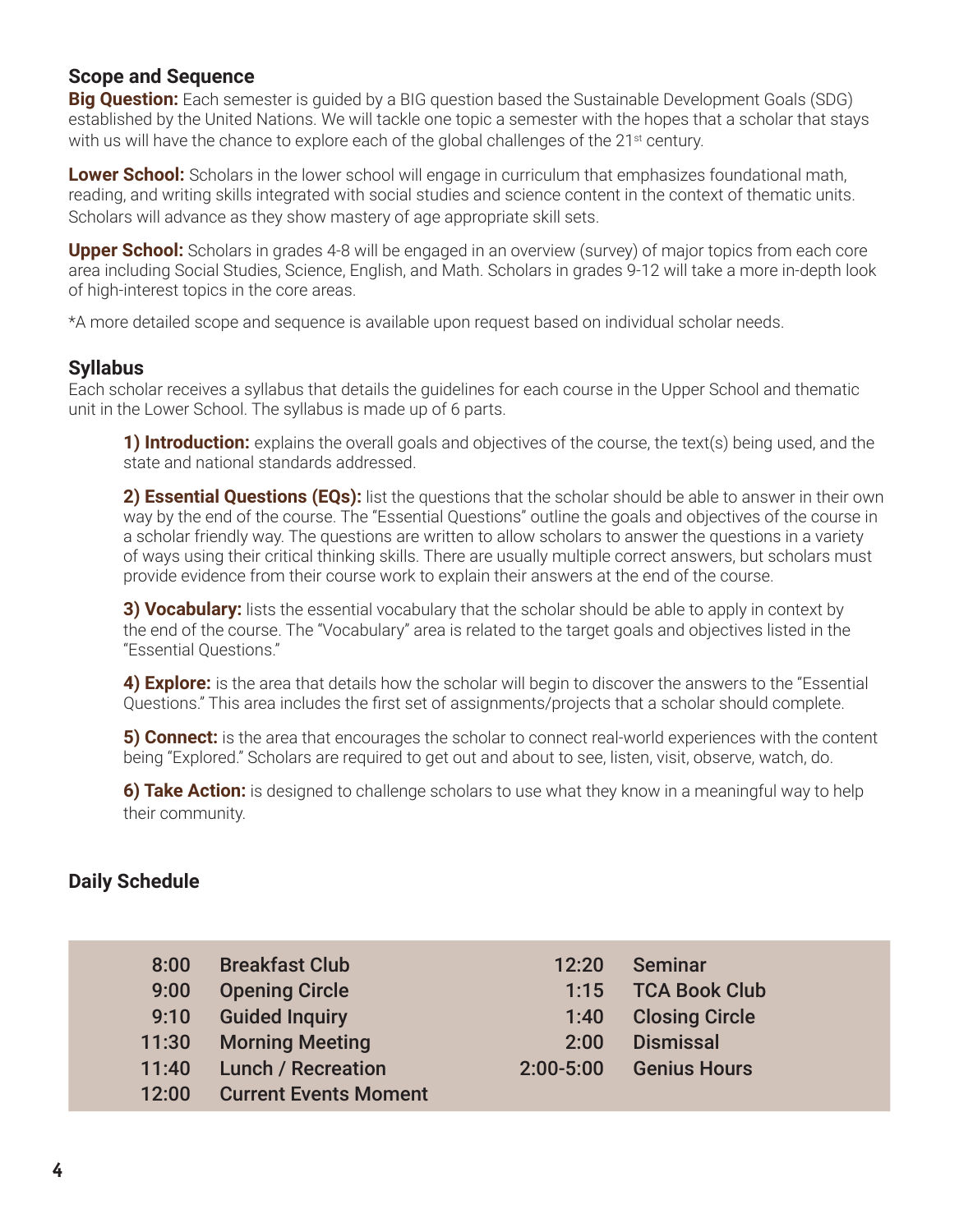## Scope and Sequence

**Big Question:** Each semester is guided by a BIG question based the Sustainable Development Goals (SDG) established by the United Nations. We will tackle one topic a semester with the hopes that a scholar that stays with us will have the chance to explore each of the global challenges of the 21st century.

**Lower School:** Scholars in the lower school will engage in curriculum that emphasizes foundational math, reading, and writing skills integrated with social studies and science content in the context of thematic units. Scholars will advance as they show mastery of age appropriate skill sets.

**Upper School:** Scholars in grades 4-8 will be engaged in an overview (survey) of major topics from each core area including Social Studies, Science, English, and Math. Scholars in grades 9-12 will take a more in-depth look of high-interest topics in the core areas.

*A more detailed scope and sequence is available upon request based on individual scholar needs.

## Syllabus

Each scholar receives a syllabus that details the guidelines for each course in the Upper School and thematic unit in the Lower School. The syllabus is made up of 6 parts.

**1) Introduction:** explains the overall goals and objectives of the course, the text(s) being used, and the state and national standards addressed.

**2) Essential Questions (EQs):** list the questions that the scholar should be able to answer in their own way by the end of the course. The "Essential Questions" outline the goals and objectives of the course in a scholar friendly way. The questions are written to allow scholars to answer the questions in a variety of ways using their critical thinking skills. There are usually multiple correct answers, but scholars must provide evidence from their course work to explain their answers at the end of the course.

**3) Vocabulary:** lists the essential vocabulary that the scholar should be able to apply in context by the end of the course. The "Vocabulary" area is related to the target goals and objectives listed in the "Essential Questions."

**4) Explore:** is the area that details how the scholar will begin to discover the answers to the "Essential Questions." This area includes the first set of assignments/projects that a scholar should complete.

**5) Connect:** is the area that encourages the scholar to connect real-world experiences with the content being "Explored." Scholars are required to get out and about to see, listen, visit, observe, watch, do.

**6) Take Action:** is designed to challenge scholars to use what they know in a meaningful way to help their community.

## Daily Schedule

| Time | Activity |
|---|---|
| 8:00 | Breakfast Club |
| 9:00 | Opening Circle |
| 9:10 | Guided Inquiry |
| 11:30 | Morning Meeting |
| 11:40 | Lunch / Recreation |
| 12:00 | Current Events Moment |
| 12:20 | Seminar |
| 1:15 | TCA Book Club |
| 1:40 | Closing Circle |
| 2:00 | Dismissal |
| 2:00-5:00 | Genius Hours |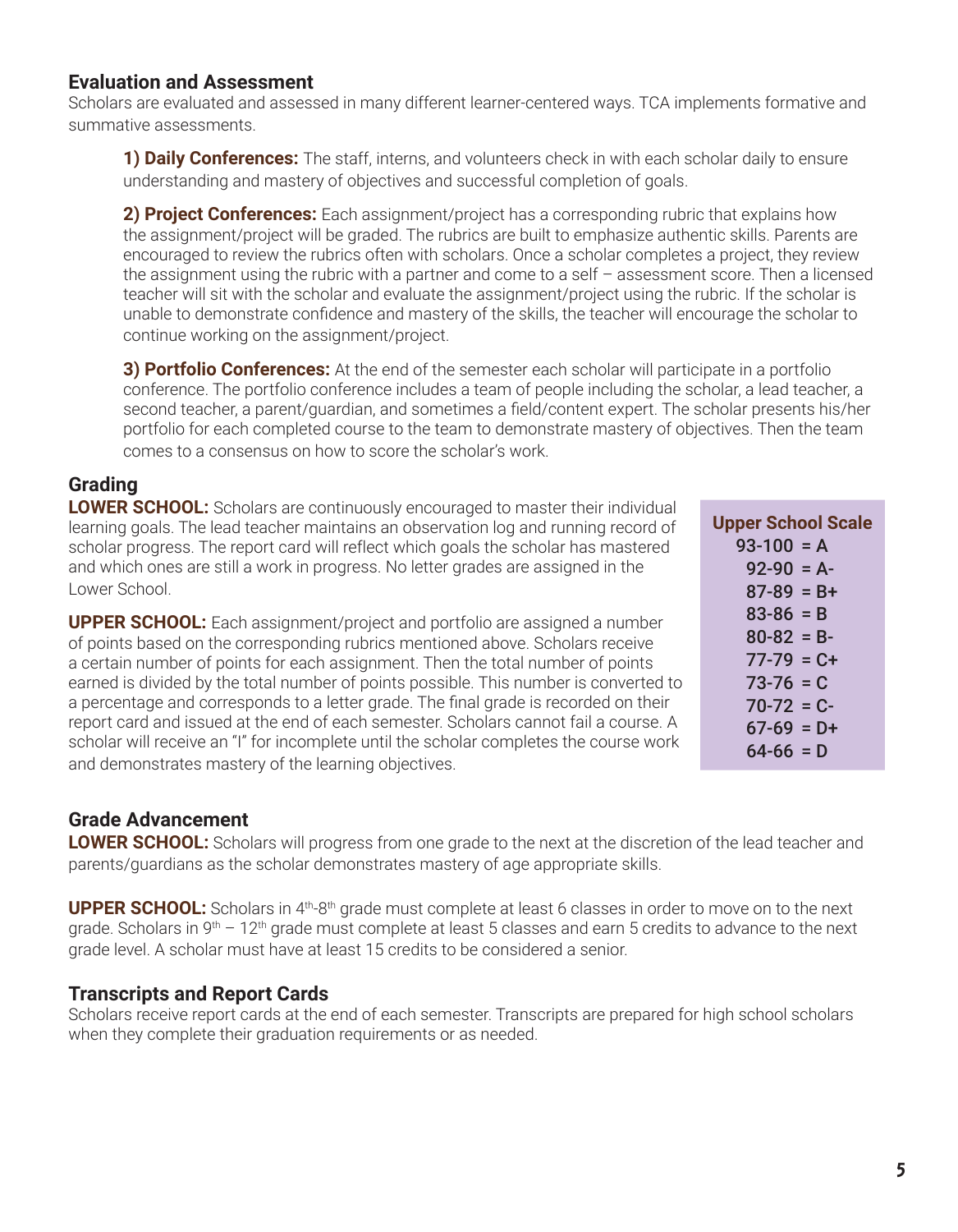## Evaluation and Assessment

Scholars are evaluated and assessed in many different learner-centered ways. TCA implements formative and summative assessments.

**1) Daily Conferences:** The staff, interns, and volunteers check in with each scholar daily to ensure understanding and mastery of objectives and successful completion of goals.

**2) Project Conferences:** Each assignment/project has a corresponding rubric that explains how the assignment/project will be graded. The rubrics are built to emphasize authentic skills. Parents are encouraged to review the rubrics often with scholars. Once a scholar completes a project, they review the assignment using the rubric with a partner and come to a self – assessment score. Then a licensed teacher will sit with the scholar and evaluate the assignment/project using the rubric. If the scholar is unable to demonstrate confidence and mastery of the skills, the teacher will encourage the scholar to continue working on the assignment/project.

**3) Portfolio Conferences:** At the end of the semester each scholar will participate in a portfolio conference. The portfolio conference includes a team of people including the scholar, a lead teacher, a second teacher, a parent/guardian, and sometimes a field/content expert. The scholar presents his/her portfolio for each completed course to the team to demonstrate mastery of objectives. Then the team comes to a consensus on how to score the scholar's work.

## Grading

**LOWER SCHOOL:** Scholars are continuously encouraged to master their individual learning goals. The lead teacher maintains an observation log and running record of scholar progress. The report card will reflect which goals the scholar has mastered and which ones are still a work in progress. No letter grades are assigned in the Lower School.

**UPPER SCHOOL:** Each assignment/project and portfolio are assigned a number of points based on the corresponding rubrics mentioned above. Scholars receive a certain number of points for each assignment. Then the total number of points earned is divided by the total number of points possible. This number is converted to a percentage and corresponds to a letter grade. The final grade is recorded on their report card and issued at the end of each semester. Scholars cannot fail a course. A scholar will receive an "I" for incomplete until the scholar completes the course work and demonstrates mastery of the learning objectives.

**Upper School Scale**

| Range | Grade |
|---|---|
| 93-100 | A |
| 92-90 | A- |
| 87-89 | B+ |
| 83-86 | B |
| 80-82 | B- |
| 77-79 | C+ |
| 73-76 | C |
| 70-72 | C- |
| 67-69 | D+ |
| 64-66 | D |

## Grade Advancement

**LOWER SCHOOL:** Scholars will progress from one grade to the next at the discretion of the lead teacher and parents/guardians as the scholar demonstrates mastery of age appropriate skills.

**UPPER SCHOOL:** Scholars in 4th-8th grade must complete at least 6 classes in order to move on to the next grade. Scholars in 9th – 12th grade must complete at least 5 classes and earn 5 credits to advance to the next grade level. A scholar must have at least 15 credits to be considered a senior.

## Transcripts and Report Cards

Scholars receive report cards at the end of each semester. Transcripts are prepared for high school scholars when they complete their graduation requirements or as needed.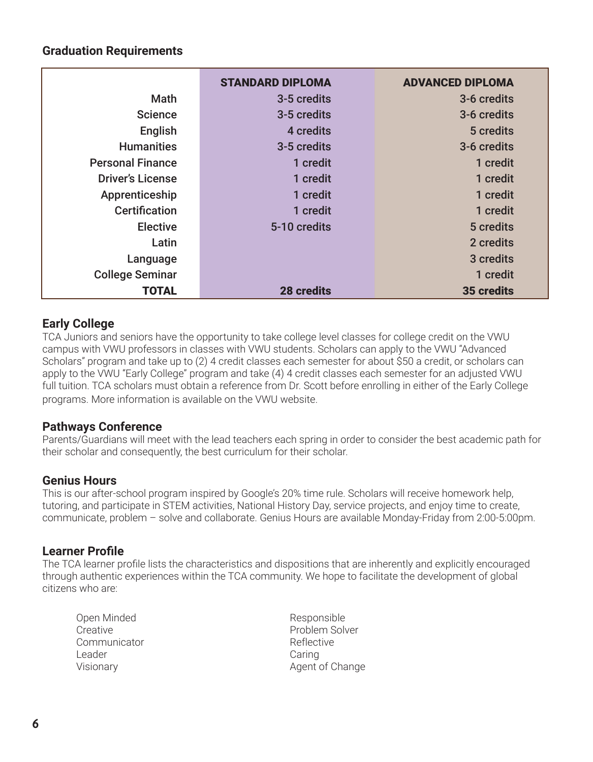## Graduation Requirements

| | STANDARD DIPLOMA | ADVANCED DIPLOMA |
|---|---|---|
| Math | 3-5 credits | 3-6 credits |
| Science | 3-5 credits | 3-6 credits |
| English | 4 credits | 5 credits |
| Humanities | 3-5 credits | 3-6 credits |
| Personal Finance | 1 credit | 1 credit |
| Driver's License | 1 credit | 1 credit |
| Apprenticeship | 1 credit | 1 credit |
| Certification | 1 credit | 1 credit |
| Elective | 5-10 credits | 5 credits |
| Latin | | 2 credits |
| Language | | 3 credits |
| College Seminar | | 1 credit |
| **TOTAL** | **28 credits** | **35 credits** |

### Early College

TCA Juniors and seniors have the opportunity to take college level classes for college credit on the VWU campus with VWU professors in classes with VWU students. Scholars can apply to the VWU "Advanced Scholars" program and take up to (2) 4 credit classes each semester for about $50 a credit, or scholars can apply to the VWU "Early College" program and take (4) 4 credit classes each semester for an adjusted VWU full tuition. TCA scholars must obtain a reference from Dr. Scott before enrolling in either of the Early College programs. More information is available on the VWU website.

### Pathways Conference

Parents/Guardians will meet with the lead teachers each spring in order to consider the best academic path for their scholar and consequently, the best curriculum for their scholar.

### Genius Hours

This is our after-school program inspired by Google's 20% time rule. Scholars will receive homework help, tutoring, and participate in STEM activities, National History Day, service projects, and enjoy time to create, communicate, problem – solve and collaborate. Genius Hours are available Monday-Friday from 2:00-5:00pm.

### Learner Profile

The TCA learner profile lists the characteristics and dispositions that are inherently and explicitly encouraged through authentic experiences within the TCA community. We hope to facilitate the development of global citizens who are:

- Open Minded
- Creative
- Communicator
- Leader
- Visionary
- Responsible
- Problem Solver
- Reflective
- Caring
- Agent of Change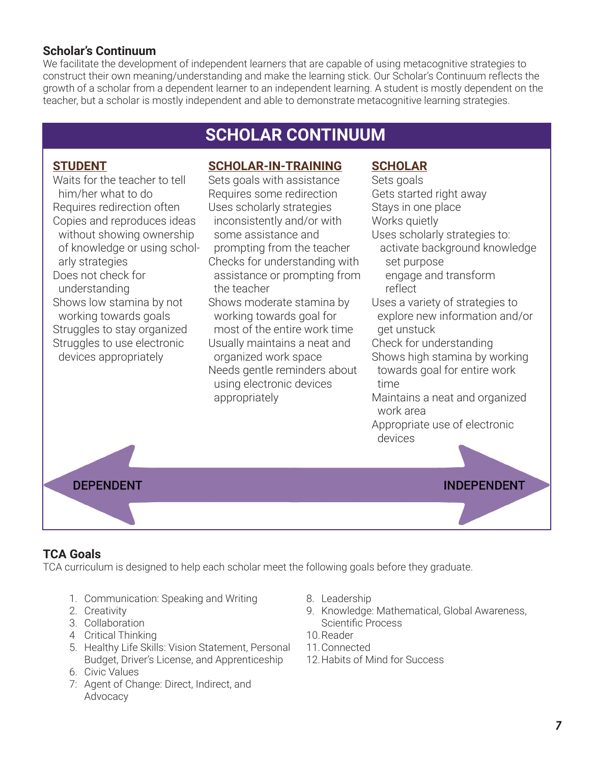## Scholar's Continuum

We facilitate the development of independent learners that are capable of using metacognitive strategies to construct their own meaning/understanding and make the learning stick. Our Scholar's Continuum reflects the growth of a scholar from a dependent learner to an independent learning. A student is mostly dependent on the teacher, but a scholar is mostly independent and able to demonstrate metacognitive learning strategies.

## SCHOLAR CONTINUUM

### STUDENT

- Waits for the teacher to tell him/her what to do
- Requires redirection often
- Copies and reproduces ideas without showing ownership of knowledge or using scholarly strategies
- Does not check for understanding
- Shows low stamina by not working towards goals
- Struggles to stay organized
- Struggles to use electronic devices appropriately

### SCHOLAR-IN-TRAINING

- Sets goals with assistance
- Requires some redirection
- Uses scholarly strategies inconsistently and/or with some assistance and prompting from the teacher
- Checks for understanding with assistance or prompting from the teacher
- Shows moderate stamina by working towards goal for most of the entire work time
- Usually maintains a neat and organized work space
- Needs gentle reminders about using electronic devices appropriately

### SCHOLAR

- Sets goals
- Gets started right away
- Stays in one place
- Works quietly
- Uses scholarly strategies to:
  - activate background knowledge
  - set purpose
  - engage and transform
  - reflect
- Uses a variety of strategies to explore new information and/or get unstuck
- Check for understanding
- Shows high stamina by working towards goal for entire work time
- Maintains a neat and organized work area
- Appropriate use of electronic devices

DEPENDENT ⟷ INDEPENDENT

## TCA Goals

TCA curriculum is designed to help each scholar meet the following goals before they graduate.

1. Communication: Speaking and Writing
2. Creativity
3. Collaboration
4. Critical Thinking
5. Healthy Life Skills: Vision Statement, Personal Budget, Driver's License, and Apprenticeship
6. Civic Values
7. Agent of Change: Direct, Indirect, and Advocacy
8. Leadership
9. Knowledge: Mathematical, Global Awareness, Scientific Process
10. Reader
11. Connected
12. Habits of Mind for Success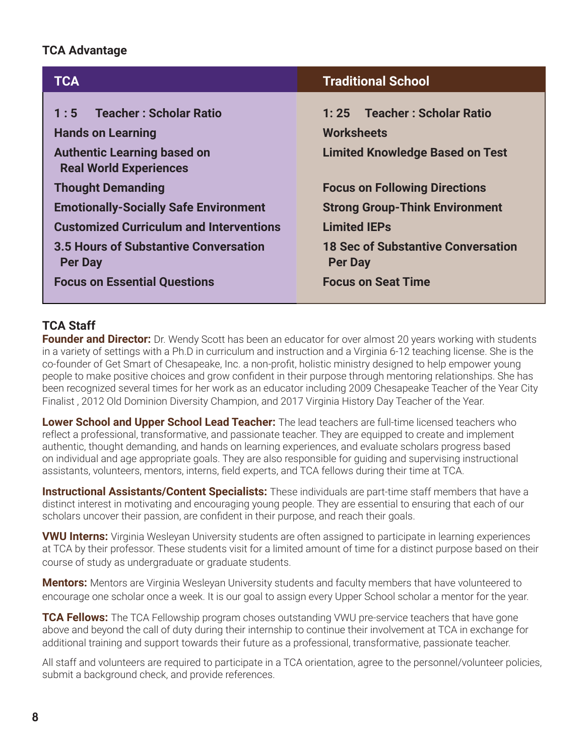## TCA Advantage

| TCA | Traditional School |
|---|---|
| **1 : 5 Teacher : Scholar Ratio** | **1: 25 Teacher : Scholar Ratio** |
| **Hands on Learning** | **Worksheets** |
| **Authentic Learning based on Real World Experiences** | **Limited Knowledge Based on Test** |
| **Thought Demanding** | **Focus on Following Directions** |
| **Emotionally-Socially Safe Environment** | **Strong Group-Think Environment** |
| **Customized Curriculum and Interventions** | **Limited IEPs** |
| **3.5 Hours of Substantive Conversation Per Day** | **18 Sec of Substantive Conversation Per Day** |
| **Focus on Essential Questions** | **Focus on Seat Time** |

## TCA Staff

**Founder and Director:** Dr. Wendy Scott has been an educator for over almost 20 years working with students in a variety of settings with a Ph.D in curriculum and instruction and a Virginia 6-12 teaching license. She is the co-founder of Get Smart of Chesapeake, Inc. a non-profit, holistic ministry designed to help empower young people to make positive choices and grow confident in their purpose through mentoring relationships. She has been recognized several times for her work as an educator including 2009 Chesapeake Teacher of the Year City Finalist , 2012 Old Dominion Diversity Champion, and 2017 Virginia History Day Teacher of the Year.

**Lower School and Upper School Lead Teacher:** The lead teachers are full-time licensed teachers who reflect a professional, transformative, and passionate teacher. They are equipped to create and implement authentic, thought demanding, and hands on learning experiences, and evaluate scholars progress based on individual and age appropriate goals. They are also responsible for guiding and supervising instructional assistants, volunteers, mentors, interns, field experts, and TCA fellows during their time at TCA.

**Instructional Assistants/Content Specialists:** These individuals are part-time staff members that have a distinct interest in motivating and encouraging young people. They are essential to ensuring that each of our scholars uncover their passion, are confident in their purpose, and reach their goals.

**VWU Interns:** Virginia Wesleyan University students are often assigned to participate in learning experiences at TCA by their professor. These students visit for a limited amount of time for a distinct purpose based on their course of study as undergraduate or graduate students.

**Mentors:** Mentors are Virginia Wesleyan University students and faculty members that have volunteered to encourage one scholar once a week. It is our goal to assign every Upper School scholar a mentor for the year.

**TCA Fellows:** The TCA Fellowship program choses outstanding VWU pre-service teachers that have gone above and beyond the call of duty during their internship to continue their involvement at TCA in exchange for additional training and support towards their future as a professional, transformative, passionate teacher.

All staff and volunteers are required to participate in a TCA orientation, agree to the personnel/volunteer policies, submit a background check, and provide references.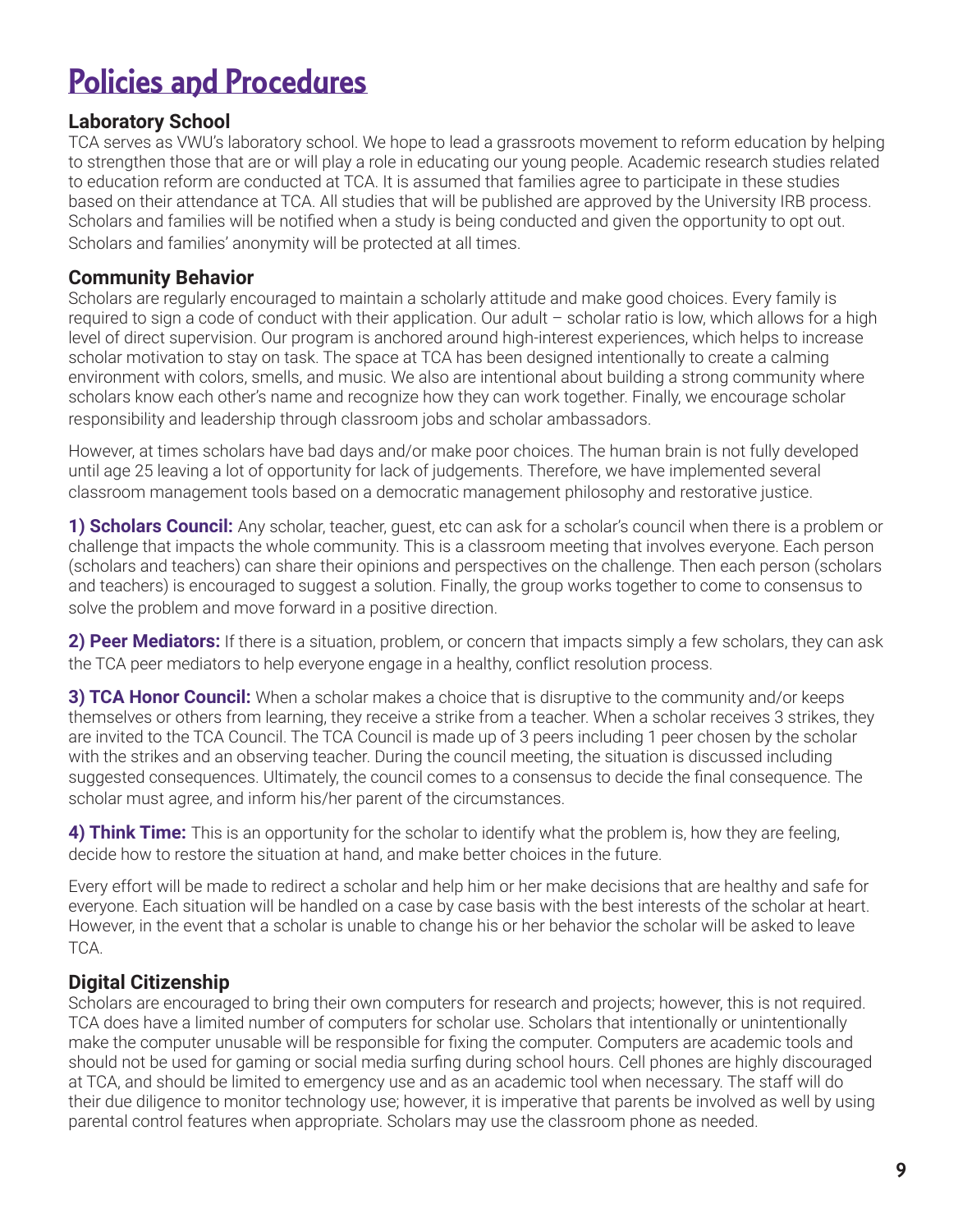# Policies and Procedures

### Laboratory School

TCA serves as VWU's laboratory school. We hope to lead a grassroots movement to reform education by helping to strengthen those that are or will play a role in educating our young people. Academic research studies related to education reform are conducted at TCA. It is assumed that families agree to participate in these studies based on their attendance at TCA. All studies that will be published are approved by the University IRB process. Scholars and families will be notified when a study is being conducted and given the opportunity to opt out. Scholars and families' anonymity will be protected at all times.

### Community Behavior

Scholars are regularly encouraged to maintain a scholarly attitude and make good choices. Every family is required to sign a code of conduct with their application. Our adult – scholar ratio is low, which allows for a high level of direct supervision. Our program is anchored around high-interest experiences, which helps to increase scholar motivation to stay on task. The space at TCA has been designed intentionally to create a calming environment with colors, smells, and music. We also are intentional about building a strong community where scholars know each other's name and recognize how they can work together. Finally, we encourage scholar responsibility and leadership through classroom jobs and scholar ambassadors.

However, at times scholars have bad days and/or make poor choices. The human brain is not fully developed until age 25 leaving a lot of opportunity for lack of judgements. Therefore, we have implemented several classroom management tools based on a democratic management philosophy and restorative justice.

**1) Scholars Council:** Any scholar, teacher, guest, etc can ask for a scholar's council when there is a problem or challenge that impacts the whole community. This is a classroom meeting that involves everyone. Each person (scholars and teachers) can share their opinions and perspectives on the challenge. Then each person (scholars and teachers) is encouraged to suggest a solution. Finally, the group works together to come to consensus to solve the problem and move forward in a positive direction.

**2) Peer Mediators:** If there is a situation, problem, or concern that impacts simply a few scholars, they can ask the TCA peer mediators to help everyone engage in a healthy, conflict resolution process.

**3) TCA Honor Council:** When a scholar makes a choice that is disruptive to the community and/or keeps themselves or others from learning, they receive a strike from a teacher. When a scholar receives 3 strikes, they are invited to the TCA Council. The TCA Council is made up of 3 peers including 1 peer chosen by the scholar with the strikes and an observing teacher. During the council meeting, the situation is discussed including suggested consequences. Ultimately, the council comes to a consensus to decide the final consequence. The scholar must agree, and inform his/her parent of the circumstances.

**4) Think Time:** This is an opportunity for the scholar to identify what the problem is, how they are feeling, decide how to restore the situation at hand, and make better choices in the future.

Every effort will be made to redirect a scholar and help him or her make decisions that are healthy and safe for everyone. Each situation will be handled on a case by case basis with the best interests of the scholar at heart. However, in the event that a scholar is unable to change his or her behavior the scholar will be asked to leave TCA.

### Digital Citizenship

Scholars are encouraged to bring their own computers for research and projects; however, this is not required. TCA does have a limited number of computers for scholar use. Scholars that intentionally or unintentionally make the computer unusable will be responsible for fixing the computer. Computers are academic tools and should not be used for gaming or social media surfing during school hours. Cell phones are highly discouraged at TCA, and should be limited to emergency use and as an academic tool when necessary. The staff will do their due diligence to monitor technology use; however, it is imperative that parents be involved as well by using parental control features when appropriate. Scholars may use the classroom phone as needed.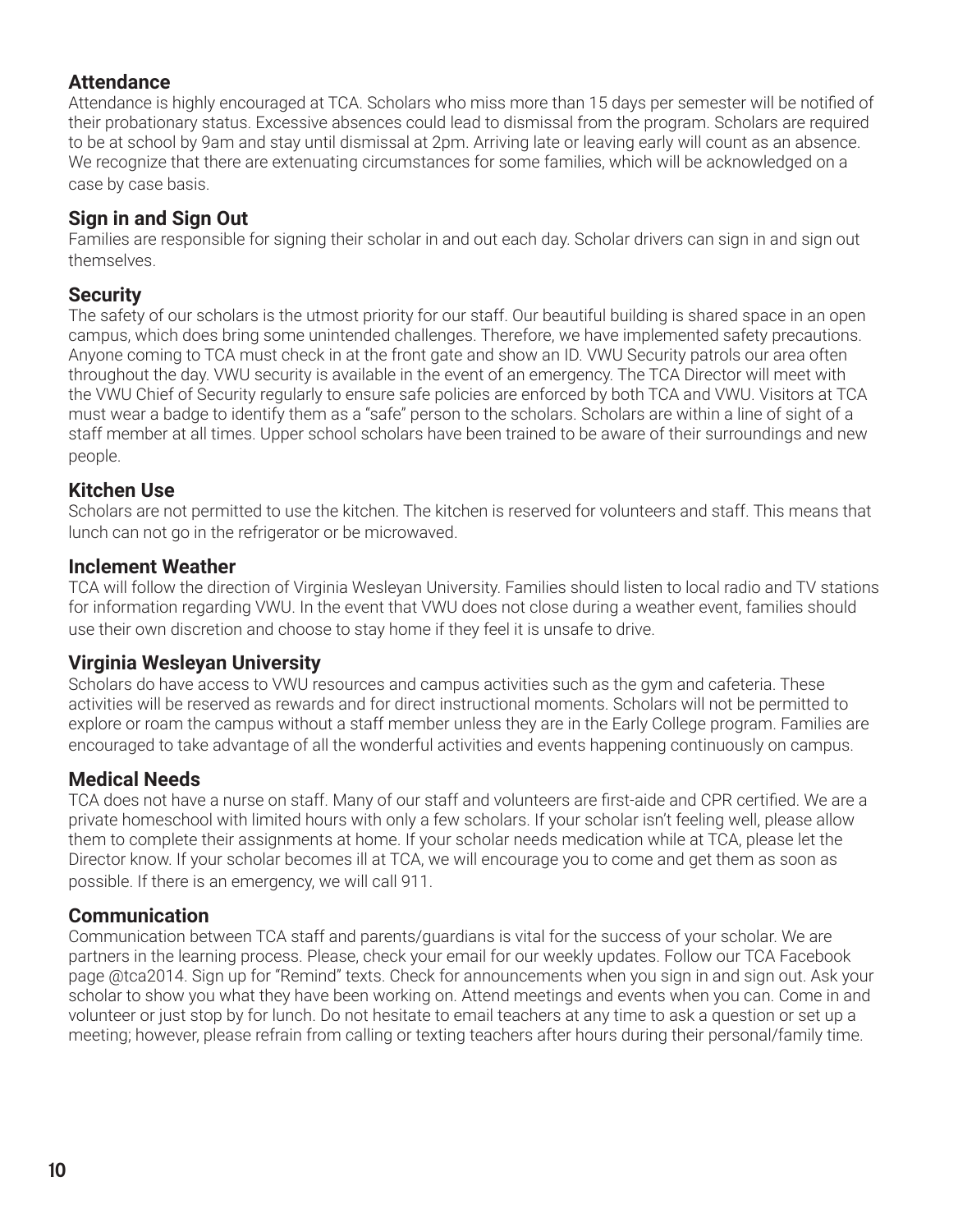## Attendance

Attendance is highly encouraged at TCA. Scholars who miss more than 15 days per semester will be notified of their probationary status. Excessive absences could lead to dismissal from the program. Scholars are required to be at school by 9am and stay until dismissal at 2pm. Arriving late or leaving early will count as an absence. We recognize that there are extenuating circumstances for some families, which will be acknowledged on a case by case basis.

## Sign in and Sign Out

Families are responsible for signing their scholar in and out each day. Scholar drivers can sign in and sign out themselves.

## Security

The safety of our scholars is the utmost priority for our staff. Our beautiful building is shared space in an open campus, which does bring some unintended challenges. Therefore, we have implemented safety precautions. Anyone coming to TCA must check in at the front gate and show an ID. VWU Security patrols our area often throughout the day. VWU security is available in the event of an emergency. The TCA Director will meet with the VWU Chief of Security regularly to ensure safe policies are enforced by both TCA and VWU. Visitors at TCA must wear a badge to identify them as a "safe" person to the scholars. Scholars are within a line of sight of a staff member at all times. Upper school scholars have been trained to be aware of their surroundings and new people.

## Kitchen Use

Scholars are not permitted to use the kitchen. The kitchen is reserved for volunteers and staff. This means that lunch can not go in the refrigerator or be microwaved.

## Inclement Weather

TCA will follow the direction of Virginia Wesleyan University. Families should listen to local radio and TV stations for information regarding VWU. In the event that VWU does not close during a weather event, families should use their own discretion and choose to stay home if they feel it is unsafe to drive.

## Virginia Wesleyan University

Scholars do have access to VWU resources and campus activities such as the gym and cafeteria. These activities will be reserved as rewards and for direct instructional moments. Scholars will not be permitted to explore or roam the campus without a staff member unless they are in the Early College program. Families are encouraged to take advantage of all the wonderful activities and events happening continuously on campus.

## Medical Needs

TCA does not have a nurse on staff. Many of our staff and volunteers are first-aide and CPR certified. We are a private homeschool with limited hours with only a few scholars. If your scholar isn't feeling well, please allow them to complete their assignments at home. If your scholar needs medication while at TCA, please let the Director know. If your scholar becomes ill at TCA, we will encourage you to come and get them as soon as possible. If there is an emergency, we will call 911.

## Communication

Communication between TCA staff and parents/guardians is vital for the success of your scholar. We are partners in the learning process. Please, check your email for our weekly updates. Follow our TCA Facebook page @tca2014. Sign up for "Remind" texts. Check for announcements when you sign in and sign out. Ask your scholar to show you what they have been working on. Attend meetings and events when you can. Come in and volunteer or just stop by for lunch. Do not hesitate to email teachers at any time to ask a question or set up a meeting; however, please refrain from calling or texting teachers after hours during their personal/family time.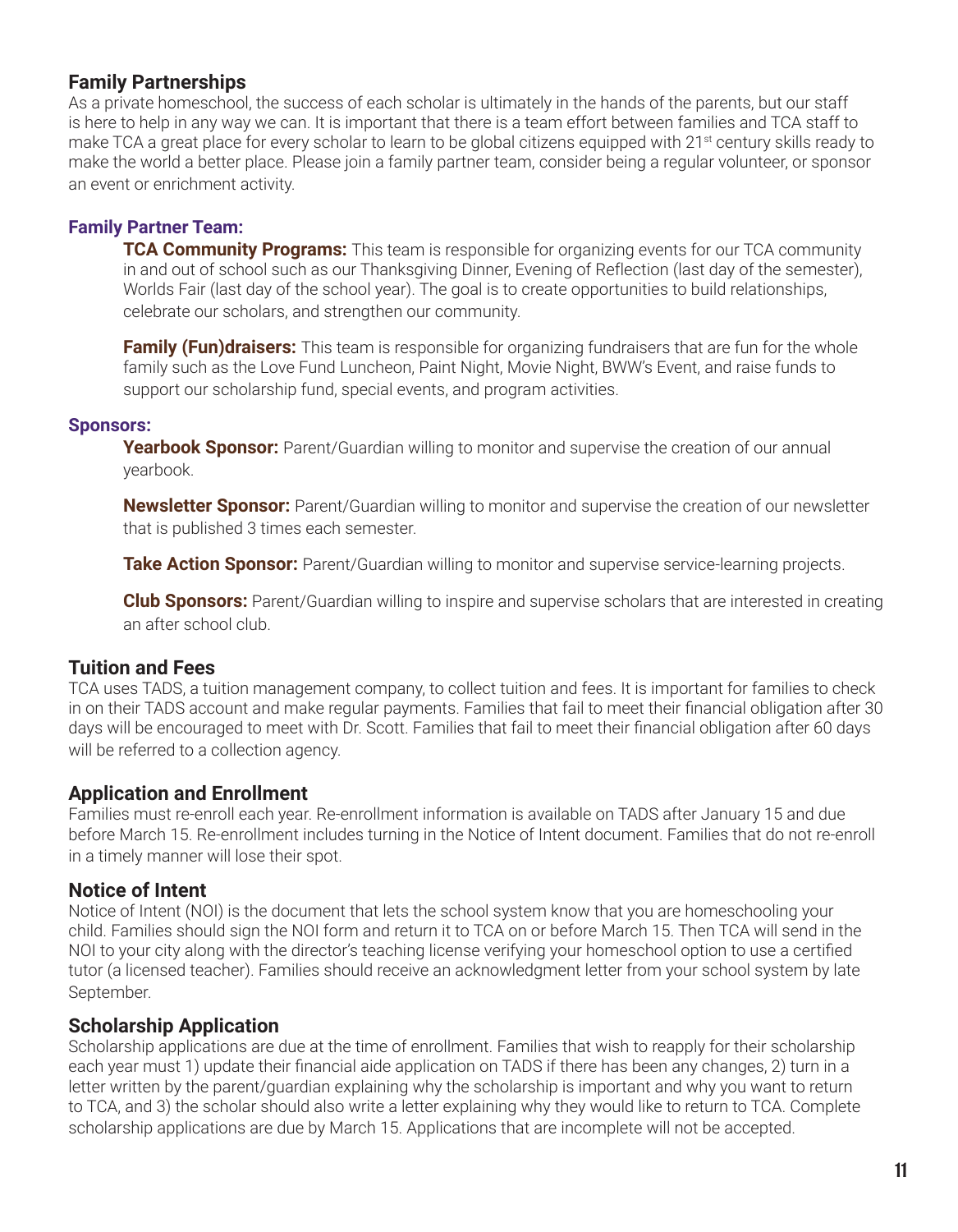## Family Partnerships

As a private homeschool, the success of each scholar is ultimately in the hands of the parents, but our staff is here to help in any way we can. It is important that there is a team effort between families and TCA staff to make TCA a great place for every scholar to learn to be global citizens equipped with 21st century skills ready to make the world a better place. Please join a family partner team, consider being a regular volunteer, or sponsor an event or enrichment activity.

### Family Partner Team:

**TCA Community Programs:** This team is responsible for organizing events for our TCA community in and out of school such as our Thanksgiving Dinner, Evening of Reflection (last day of the semester), Worlds Fair (last day of the school year). The goal is to create opportunities to build relationships, celebrate our scholars, and strengthen our community.

**Family (Fun)draisers:** This team is responsible for organizing fundraisers that are fun for the whole family such as the Love Fund Luncheon, Paint Night, Movie Night, BWW's Event, and raise funds to support our scholarship fund, special events, and program activities.

### Sponsors:

**Yearbook Sponsor:** Parent/Guardian willing to monitor and supervise the creation of our annual yearbook.

**Newsletter Sponsor:** Parent/Guardian willing to monitor and supervise the creation of our newsletter that is published 3 times each semester.

**Take Action Sponsor:** Parent/Guardian willing to monitor and supervise service-learning projects.

**Club Sponsors:** Parent/Guardian willing to inspire and supervise scholars that are interested in creating an after school club.

## Tuition and Fees

TCA uses TADS, a tuition management company, to collect tuition and fees. It is important for families to check in on their TADS account and make regular payments. Families that fail to meet their financial obligation after 30 days will be encouraged to meet with Dr. Scott. Families that fail to meet their financial obligation after 60 days will be referred to a collection agency.

## Application and Enrollment

Families must re-enroll each year. Re-enrollment information is available on TADS after January 15 and due before March 15. Re-enrollment includes turning in the Notice of Intent document. Families that do not re-enroll in a timely manner will lose their spot.

## Notice of Intent

Notice of Intent (NOI) is the document that lets the school system know that you are homeschooling your child. Families should sign the NOI form and return it to TCA on or before March 15. Then TCA will send in the NOI to your city along with the director's teaching license verifying your homeschool option to use a certified tutor (a licensed teacher). Families should receive an acknowledgment letter from your school system by late September.

## Scholarship Application

Scholarship applications are due at the time of enrollment. Families that wish to reapply for their scholarship each year must 1) update their financial aide application on TADS if there has been any changes, 2) turn in a letter written by the parent/guardian explaining why the scholarship is important and why you want to return to TCA, and 3) the scholar should also write a letter explaining why they would like to return to TCA. Complete scholarship applications are due by March 15. Applications that are incomplete will not be accepted.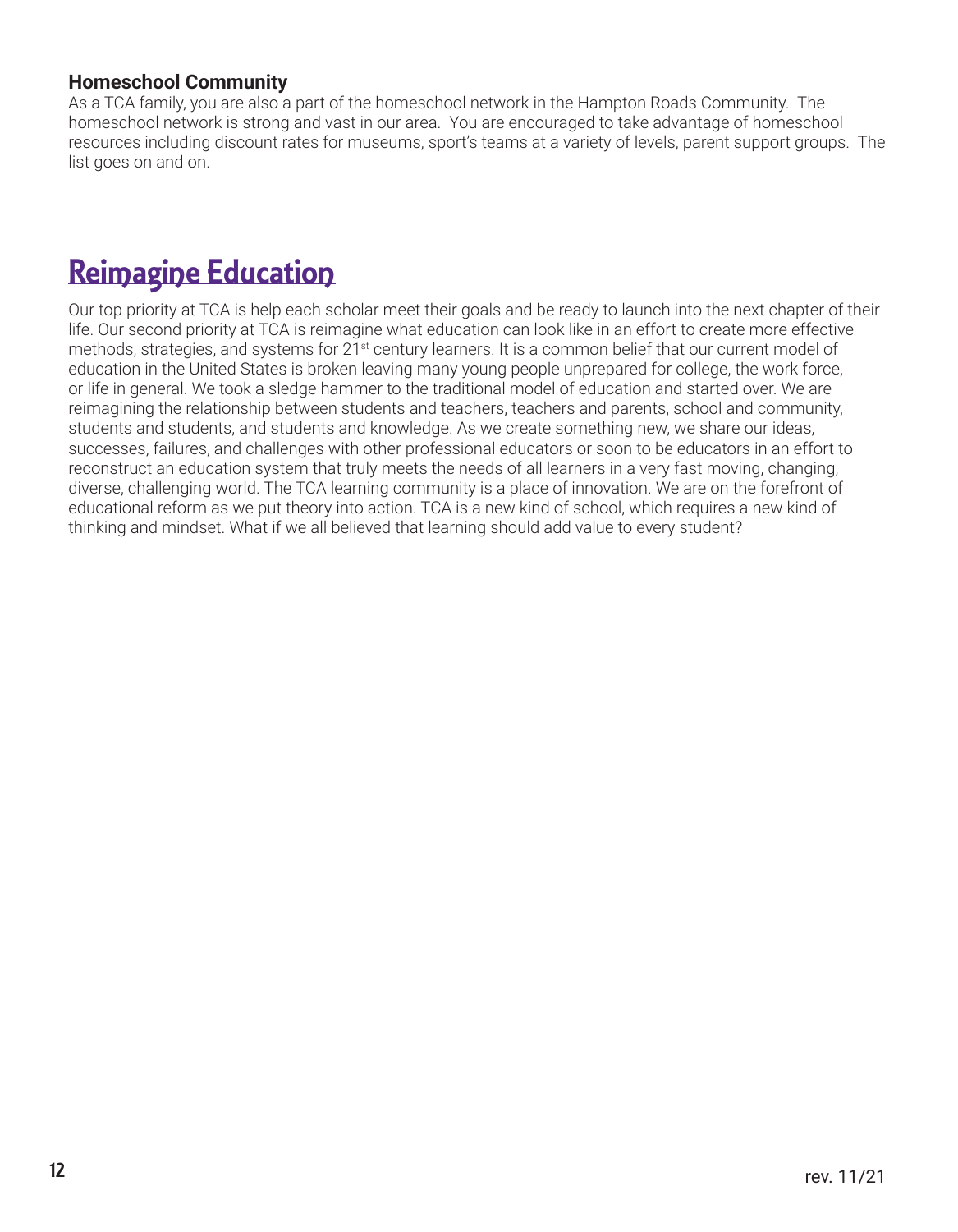### Homeschool Community

As a TCA family, you are also a part of the homeschool network in the Hampton Roads Community. The homeschool network is strong and vast in our area. You are encouraged to take advantage of homeschool resources including discount rates for museums, sport's teams at a variety of levels, parent support groups. The list goes on and on.

## Reimagine Education

Our top priority at TCA is help each scholar meet their goals and be ready to launch into the next chapter of their life. Our second priority at TCA is reimagine what education can look like in an effort to create more effective methods, strategies, and systems for 21st century learners. It is a common belief that our current model of education in the United States is broken leaving many young people unprepared for college, the work force, or life in general. We took a sledge hammer to the traditional model of education and started over. We are reimagining the relationship between students and teachers, teachers and parents, school and community, students and students, and students and knowledge. As we create something new, we share our ideas, successes, failures, and challenges with other professional educators or soon to be educators in an effort to reconstruct an education system that truly meets the needs of all learners in a very fast moving, changing, diverse, challenging world. The TCA learning community is a place of innovation. We are on the forefront of educational reform as we put theory into action. TCA is a new kind of school, which requires a new kind of thinking and mindset. What if we all believed that learning should add value to every student?

rev. 11/21